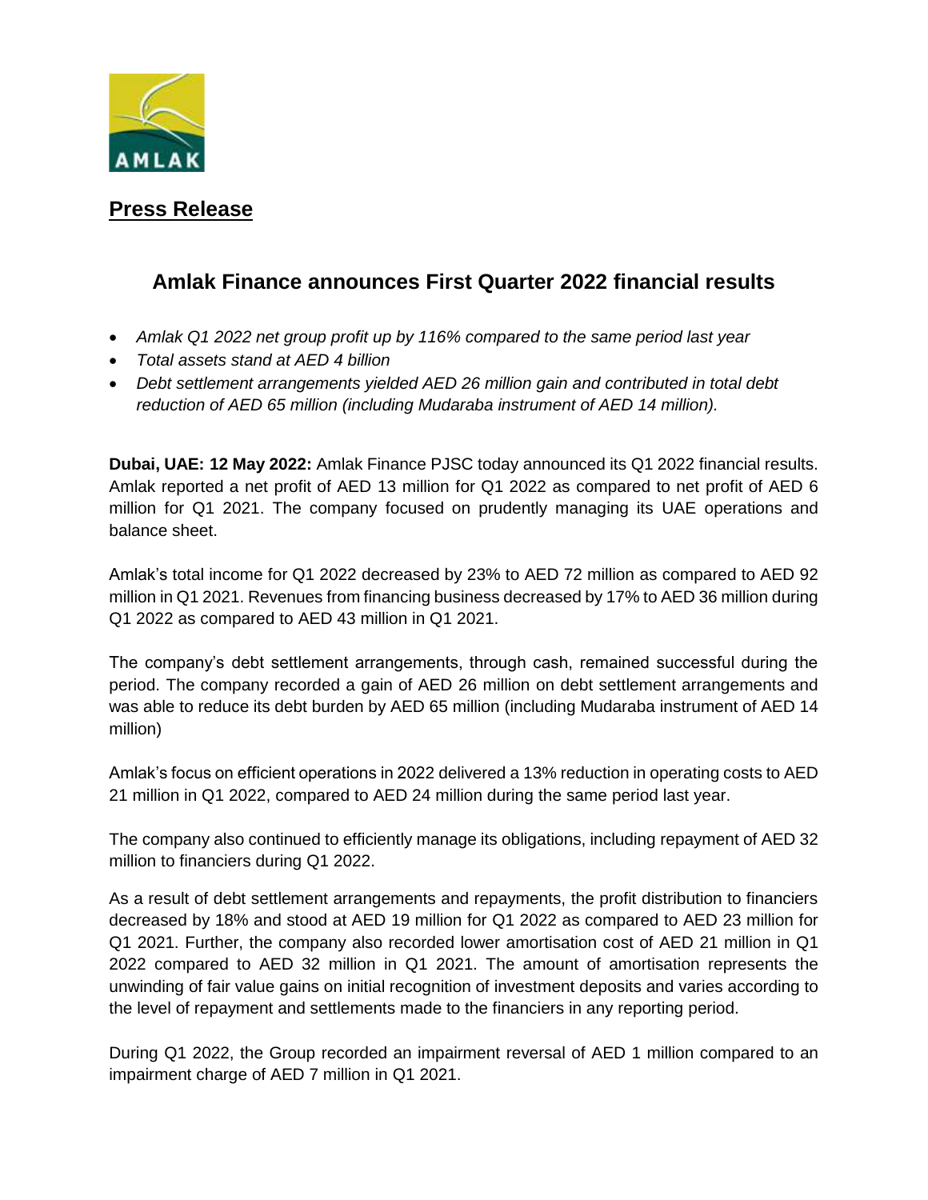**Press Release**

## Amlak Finance announces First Quarter 2022 financial results

- *Amlak Q1 2022 net group profit up by 116% compared to the same period last year*
- *Total assets stand at AED 4 billion*
- *Debt settlement arrangements yielded AED 26 million gain and contributed in total debt reduction of AED 65 million (including Mudaraba instrument of AED 14 million).*

**Dubai, UAE: 12 May 2022:** Amlak Finance PJSC today announced its Q1 2022 financial results. Amlak reported a net profit of AED 13 million for Q1 2022 as compared to net profit of AED 6 million for Q1 2021. The company focused on prudently managing its UAE operations and balance sheet.

Amlak's total income for Q1 2022 decreased by 23% to AED 72 million as compared to AED 92 million in Q1 2021. Revenues from financing business decreased by 17% to AED 36 million during Q1 2022 as compared to AED 43 million in Q1 2021.

The company's debt settlement arrangements, through cash, remained successful during the period. The company recorded a gain of AED 26 million on debt settlement arrangements and was able to reduce its debt burden by AED 65 million (including Mudaraba instrument of AED 14 million)

Amlak's focus on efficient operations in 2022 delivered a 13% reduction in operating costs to AED 21 million in Q1 2022, compared to AED 24 million during the same period last year.

The company also continued to efficiently manage its obligations, including repayment of AED 32 million to financiers during Q1 2022.

As a result of debt settlement arrangements and repayments, the profit distribution to financiers decreased by 18% and stood at AED 19 million for Q1 2022 as compared to AED 23 million for Q1 2021. Further, the company also recorded lower amortisation cost of AED 21 million in Q1 2022 compared to AED 32 million in Q1 2021. The amount of amortisation represents the unwinding of fair value gains on initial recognition of investment deposits and varies according to the level of repayment and settlements made to the financiers in any reporting period.

During Q1 2022, the Group recorded an impairment reversal of AED 1 million compared to an impairment charge of AED 7 million in Q1 2021.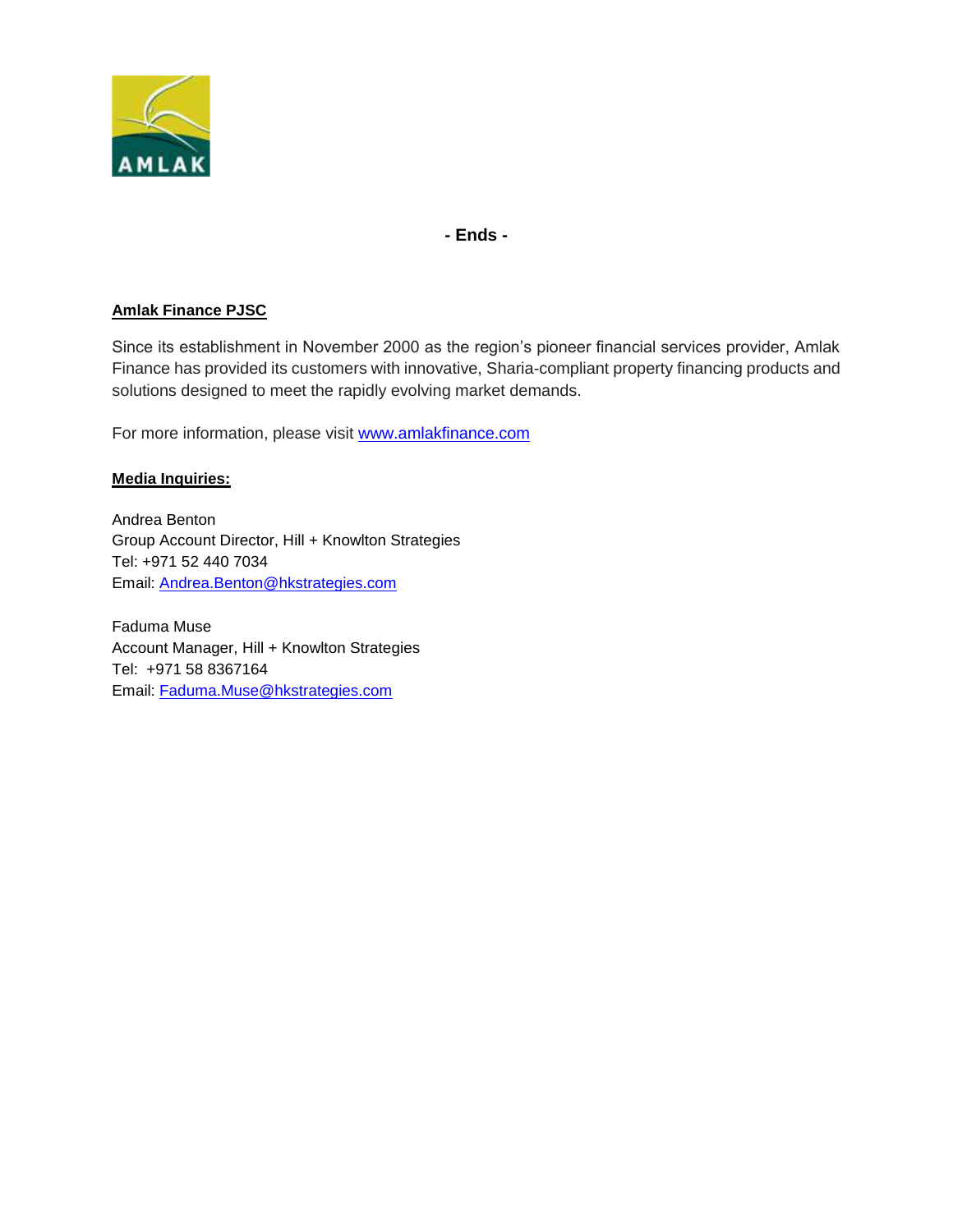**- Ends -**

**Amlak Finance PJSC**

Since its establishment in November 2000 as the region's pioneer financial services provider, Amlak Finance has provided its customers with innovative, Sharia-compliant property financing products and solutions designed to meet the rapidly evolving market demands.

For more information, please visit www.amlakfinance.com

**Media Inquiries:**

Andrea Benton
Group Account Director, Hill + Knowlton Strategies
Tel: +971 52 440 7034
Email: Andrea.Benton@hkstrategies.com

Faduma Muse
Account Manager, Hill + Knowlton Strategies
Tel: +971 58 8367164
Email: Faduma.Muse@hkstrategies.com